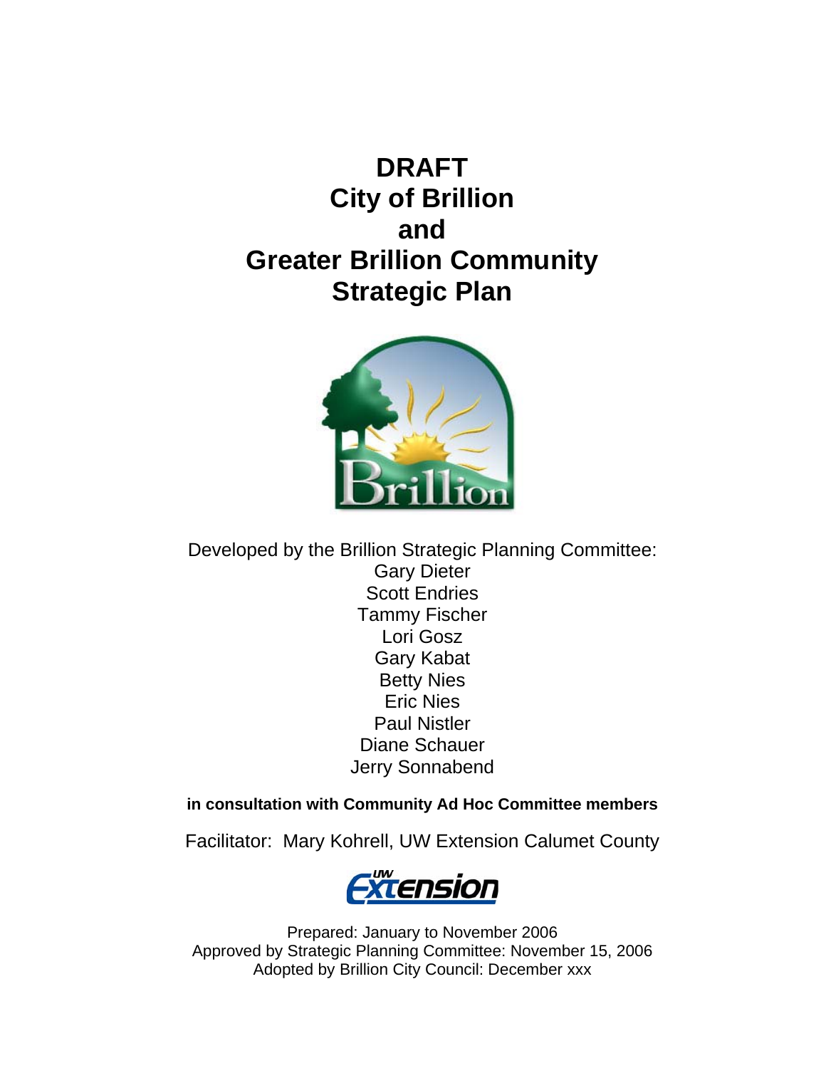# DRAFT City of Brillion and Greater Brillion Community Strategic Plan

Developed by the Brillion Strategic Planning Committee:

Gary Dieter
Scott Endries
Tammy Fischer
Lori Gosz
Gary Kabat
Betty Nies
Eric Nies
Paul Nistler
Diane Schauer
Jerry Sonnabend

**in consultation with Community Ad Hoc Committee members**

Facilitator: Mary Kohrell, UW Extension Calumet County

Prepared: January to November 2006
Approved by Strategic Planning Committee: November 15, 2006
Adopted by Brillion City Council: December xxx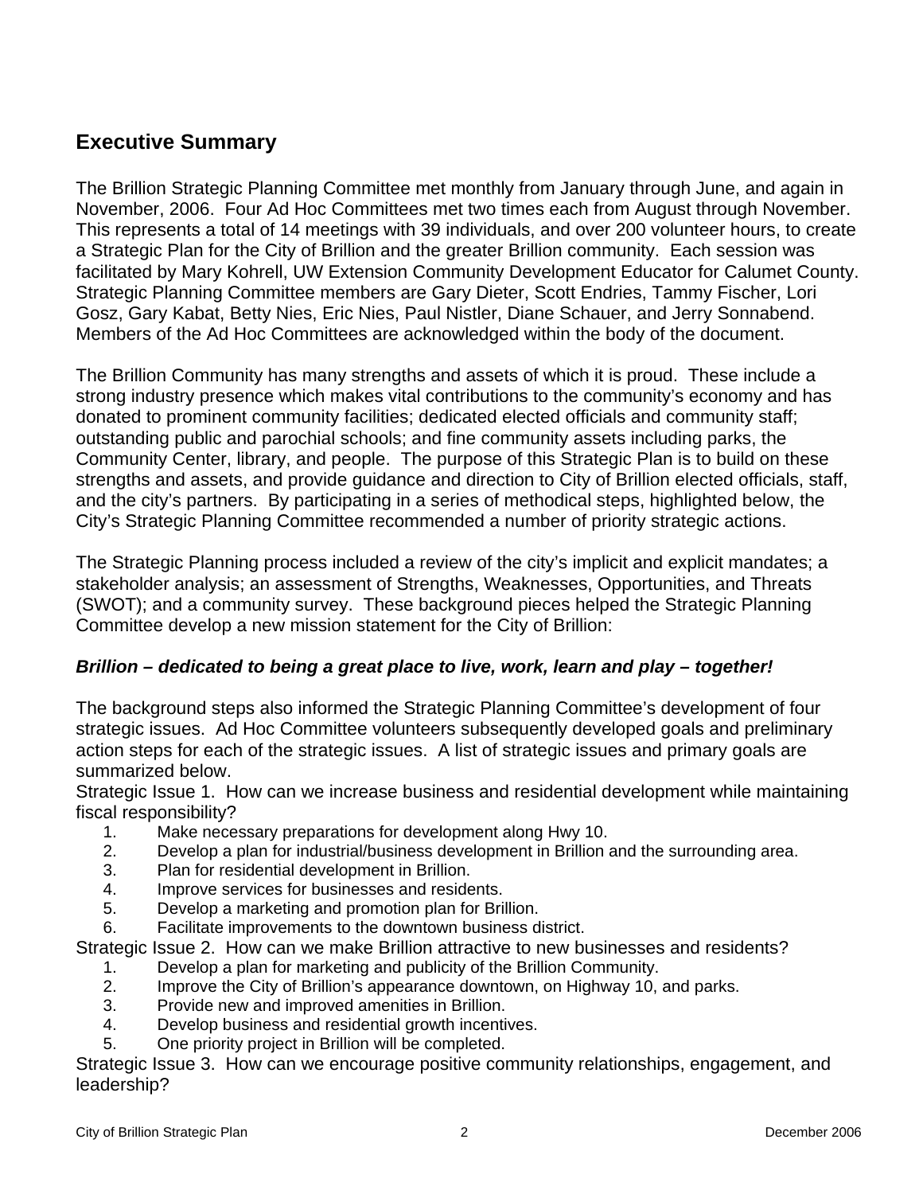## Executive Summary

The Brillion Strategic Planning Committee met monthly from January through June, and again in November, 2006. Four Ad Hoc Committees met two times each from August through November. This represents a total of 14 meetings with 39 individuals, and over 200 volunteer hours, to create a Strategic Plan for the City of Brillion and the greater Brillion community. Each session was facilitated by Mary Kohrell, UW Extension Community Development Educator for Calumet County. Strategic Planning Committee members are Gary Dieter, Scott Endries, Tammy Fischer, Lori Gosz, Gary Kabat, Betty Nies, Eric Nies, Paul Nistler, Diane Schauer, and Jerry Sonnabend. Members of the Ad Hoc Committees are acknowledged within the body of the document.

The Brillion Community has many strengths and assets of which it is proud. These include a strong industry presence which makes vital contributions to the community's economy and has donated to prominent community facilities; dedicated elected officials and community staff; outstanding public and parochial schools; and fine community assets including parks, the Community Center, library, and people. The purpose of this Strategic Plan is to build on these strengths and assets, and provide guidance and direction to City of Brillion elected officials, staff, and the city's partners. By participating in a series of methodical steps, highlighted below, the City's Strategic Planning Committee recommended a number of priority strategic actions.

The Strategic Planning process included a review of the city's implicit and explicit mandates; a stakeholder analysis; an assessment of Strengths, Weaknesses, Opportunities, and Threats (SWOT); and a community survey. These background pieces helped the Strategic Planning Committee develop a new mission statement for the City of Brillion:

***Brillion – dedicated to being a great place to live, work, learn and play – together!***

The background steps also informed the Strategic Planning Committee's development of four strategic issues. Ad Hoc Committee volunteers subsequently developed goals and preliminary action steps for each of the strategic issues. A list of strategic issues and primary goals are summarized below.

Strategic Issue 1. How can we increase business and residential development while maintaining fiscal responsibility?

1. Make necessary preparations for development along Hwy 10.
2. Develop a plan for industrial/business development in Brillion and the surrounding area.
3. Plan for residential development in Brillion.
4. Improve services for businesses and residents.
5. Develop a marketing and promotion plan for Brillion.
6. Facilitate improvements to the downtown business district.

Strategic Issue 2. How can we make Brillion attractive to new businesses and residents?

1. Develop a plan for marketing and publicity of the Brillion Community.
2. Improve the City of Brillion's appearance downtown, on Highway 10, and parks.
3. Provide new and improved amenities in Brillion.
4. Develop business and residential growth incentives.
5. One priority project in Brillion will be completed.

Strategic Issue 3. How can we encourage positive community relationships, engagement, and leadership?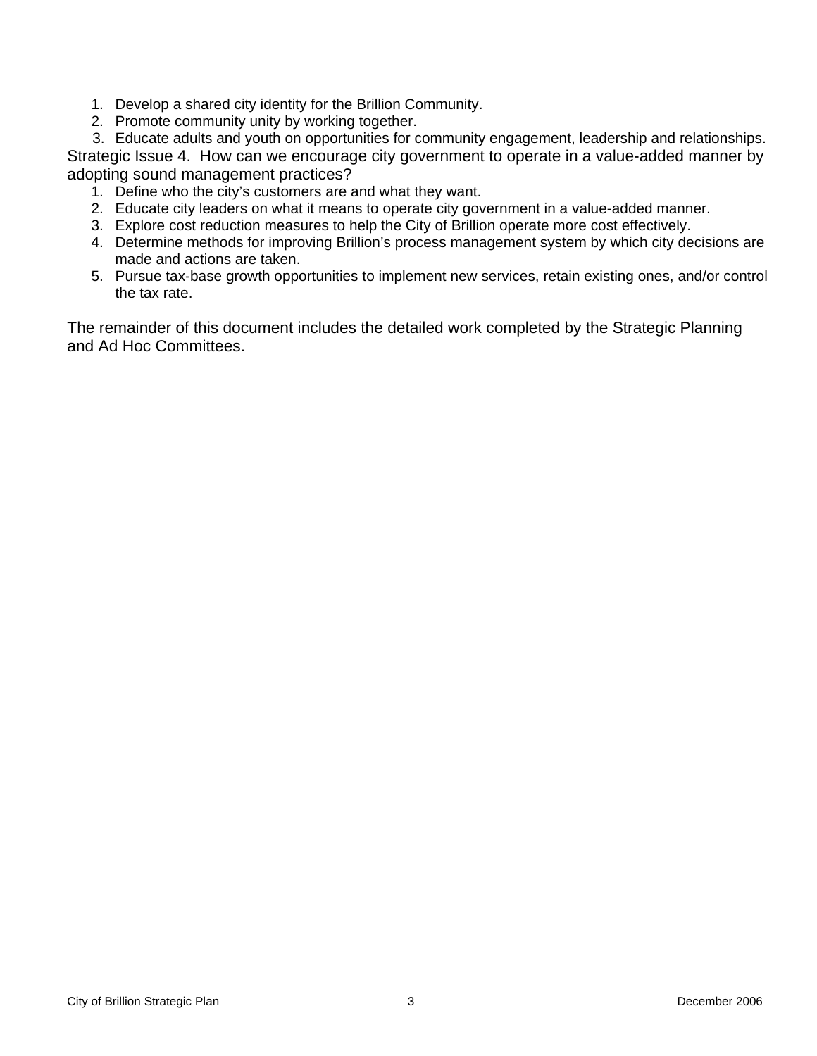1. Develop a shared city identity for the Brillion Community.
2. Promote community unity by working together.
3. Educate adults and youth on opportunities for community engagement, leadership and relationships.

Strategic Issue 4. How can we encourage city government to operate in a value-added manner by adopting sound management practices?

1. Define who the city's customers are and what they want.
2. Educate city leaders on what it means to operate city government in a value-added manner.
3. Explore cost reduction measures to help the City of Brillion operate more cost effectively.
4. Determine methods for improving Brillion's process management system by which city decisions are made and actions are taken.
5. Pursue tax-base growth opportunities to implement new services, retain existing ones, and/or control the tax rate.

The remainder of this document includes the detailed work completed by the Strategic Planning and Ad Hoc Committees.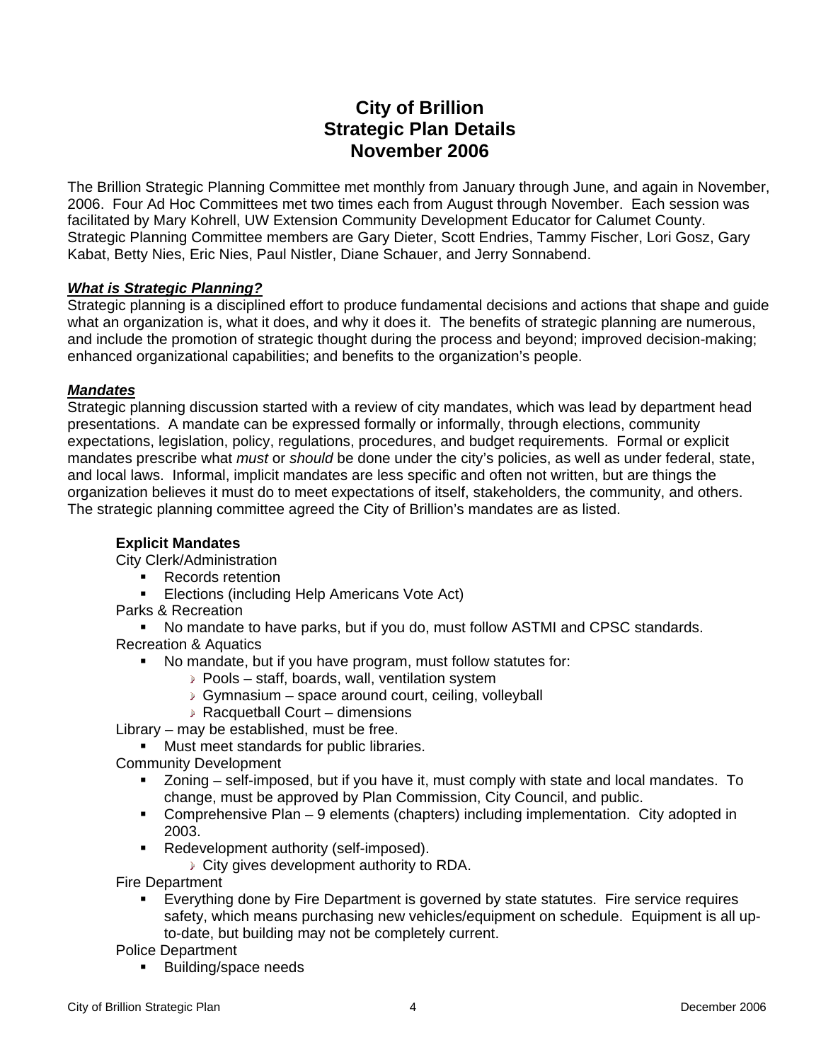# City of Brillion
# Strategic Plan Details
# November 2006

The Brillion Strategic Planning Committee met monthly from January through June, and again in November, 2006. Four Ad Hoc Committees met two times each from August through November. Each session was facilitated by Mary Kohrell, UW Extension Community Development Educator for Calumet County. Strategic Planning Committee members are Gary Dieter, Scott Endries, Tammy Fischer, Lori Gosz, Gary Kabat, Betty Nies, Eric Nies, Paul Nistler, Diane Schauer, and Jerry Sonnabend.

***<u>What is Strategic Planning?</u>***

Strategic planning is a disciplined effort to produce fundamental decisions and actions that shape and guide what an organization is, what it does, and why it does it. The benefits of strategic planning are numerous, and include the promotion of strategic thought during the process and beyond; improved decision-making; enhanced organizational capabilities; and benefits to the organization's people.

***<u>Mandates</u>***

Strategic planning discussion started with a review of city mandates, which was lead by department head presentations. A mandate can be expressed formally or informally, through elections, community expectations, legislation, policy, regulations, procedures, and budget requirements. Formal or explicit mandates prescribe what *must* or *should* be done under the city's policies, as well as under federal, state, and local laws. Informal, implicit mandates are less specific and often not written, but are things the organization believes it must do to meet expectations of itself, stakeholders, the community, and others. The strategic planning committee agreed the City of Brillion's mandates are as listed.

**Explicit Mandates**

City Clerk/Administration
- Records retention
- Elections (including Help Americans Vote Act)

Parks & Recreation
- No mandate to have parks, but if you do, must follow ASTMI and CPSC standards.

Recreation & Aquatics
- No mandate, but if you have program, must follow statutes for:
  - Pools – staff, boards, wall, ventilation system
  - Gymnasium – space around court, ceiling, volleyball
  - Racquetball Court – dimensions

Library – may be established, must be free.
- Must meet standards for public libraries.

Community Development
- Zoning – self-imposed, but if you have it, must comply with state and local mandates. To change, must be approved by Plan Commission, City Council, and public.
- Comprehensive Plan – 9 elements (chapters) including implementation. City adopted in 2003.
- Redevelopment authority (self-imposed).
  - City gives development authority to RDA.

Fire Department
- Everything done by Fire Department is governed by state statutes. Fire service requires safety, which means purchasing new vehicles/equipment on schedule. Equipment is all up-to-date, but building may not be completely current.

Police Department
- Building/space needs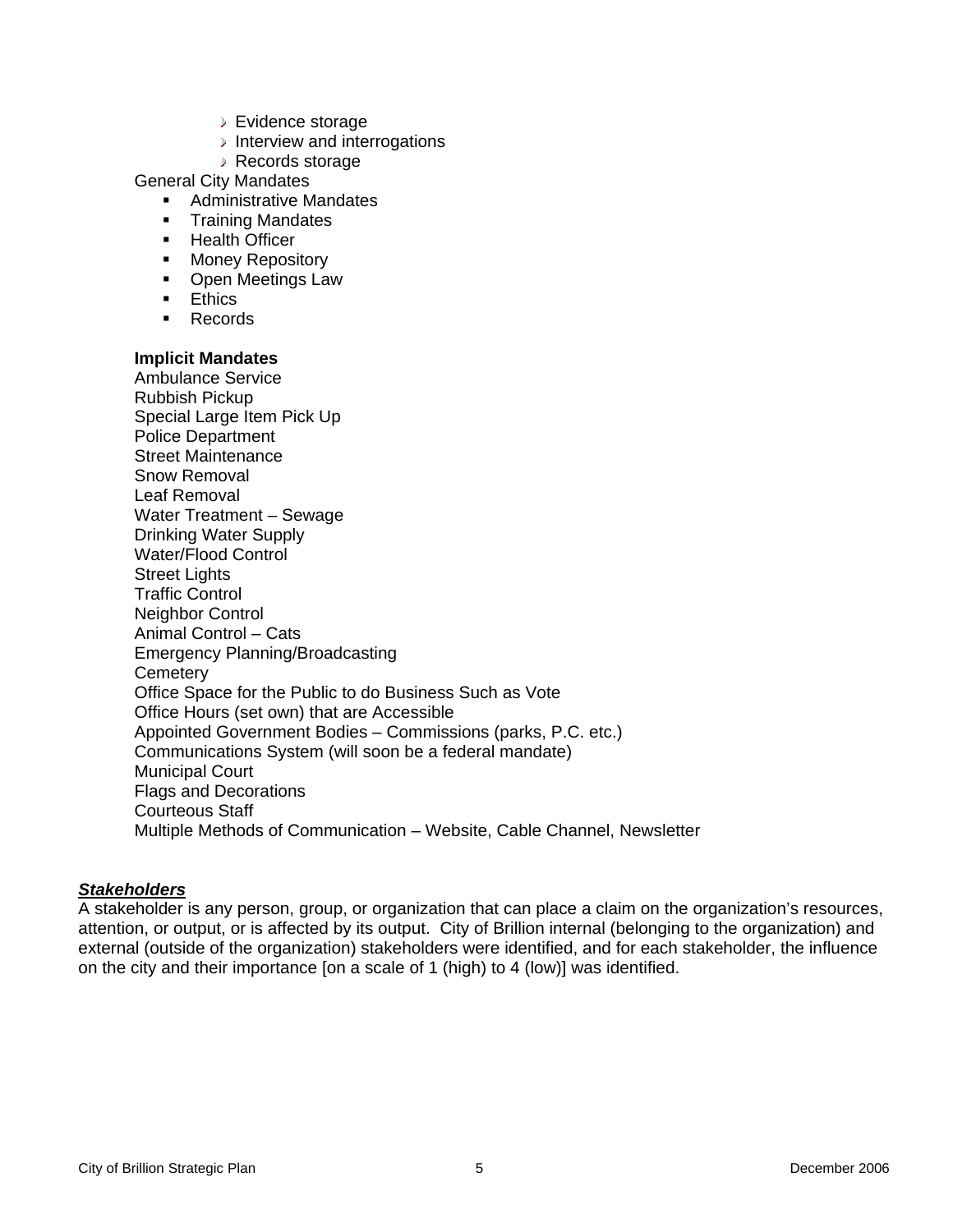- Evidence storage
    - Interview and interrogations
    - Records storage

General City Mandates

- Administrative Mandates
- Training Mandates
- Health Officer
- Money Repository
- Open Meetings Law
- Ethics
- Records

**Implicit Mandates**

Ambulance Service
Rubbish Pickup
Special Large Item Pick Up
Police Department
Street Maintenance
Snow Removal
Leaf Removal
Water Treatment – Sewage
Drinking Water Supply
Water/Flood Control
Street Lights
Traffic Control
Neighbor Control
Animal Control – Cats
Emergency Planning/Broadcasting
Cemetery
Office Space for the Public to do Business Such as Vote
Office Hours (set own) that are Accessible
Appointed Government Bodies – Commissions (parks, P.C. etc.)
Communications System (will soon be a federal mandate)
Municipal Court
Flags and Decorations
Courteous Staff
Multiple Methods of Communication – Website, Cable Channel, Newsletter

***Stakeholders***

A stakeholder is any person, group, or organization that can place a claim on the organization's resources, attention, or output, or is affected by its output. City of Brillion internal (belonging to the organization) and external (outside of the organization) stakeholders were identified, and for each stakeholder, the influence on the city and their importance [on a scale of 1 (high) to 4 (low)] was identified.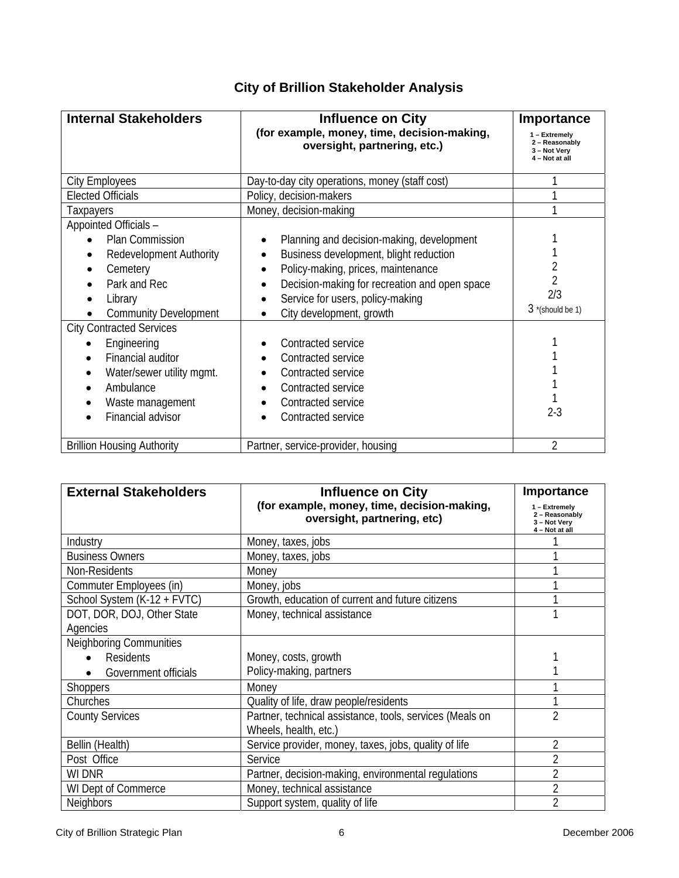## City of Brillion Stakeholder Analysis

| Internal Stakeholders | Influence on City (for example, money, time, decision-making, oversight, partnering, etc.) | Importance 1 – Extremely 2 – Reasonably 3 – Not Very 4 – Not at all |
|---|---|---|
| City Employees | Day-to-day city operations, money (staff cost) | 1 |
| Elected Officials | Policy, decision-makers | 1 |
| Taxpayers | Money, decision-making | 1 |
| Appointed Officials – | | |
| • Plan Commission | • Planning and decision-making, development | 1 |
| • Redevelopment Authority | • Business development, blight reduction | 1 |
| • Cemetery | • Policy-making, prices, maintenance | 2 |
| • Park and Rec | • Decision-making for recreation and open space | 2 |
| • Library | • Service for users, policy-making | 2/3 |
| • Community Development | • City development, growth | 3 *(should be 1) |
| City Contracted Services | | |
| • Engineering | • Contracted service | 1 |
| • Financial auditor | • Contracted service | 1 |
| • Water/sewer utility mgmt. | • Contracted service | 1 |
| • Ambulance | • Contracted service | 1 |
| • Waste management | • Contracted service | 1 |
| • Financial advisor | • Contracted service | 2-3 |
| Brillion Housing Authority | Partner, service-provider, housing | 2 |

| External Stakeholders | Influence on City (for example, money, time, decision-making, oversight, partnering, etc) | Importance 1 – Extremely 2 – Reasonably 3 – Not Very 4 – Not at all |
|---|---|---|
| Industry | Money, taxes, jobs | 1 |
| Business Owners | Money, taxes, jobs | 1 |
| Non-Residents | Money | 1 |
| Commuter Employees (in) | Money, jobs | 1 |
| School System (K-12 + FVTC) | Growth, education of current and future citizens | 1 |
| DOT, DOR, DOJ, Other State Agencies | Money, technical assistance | 1 |
| Neighboring Communities | | |
| • Residents | Money, costs, growth | 1 |
| • Government officials | Policy-making, partners | 1 |
| Shoppers | Money | 1 |
| Churches | Quality of life, draw people/residents | 1 |
| County Services | Partner, technical assistance, tools, services (Meals on Wheels, health, etc.) | 2 |
| Bellin (Health) | Service provider, money, taxes, jobs, quality of life | 2 |
| Post Office | Service | 2 |
| WI DNR | Partner, decision-making, environmental regulations | 2 |
| WI Dept of Commerce | Money, technical assistance | 2 |
| Neighbors | Support system, quality of life | 2 |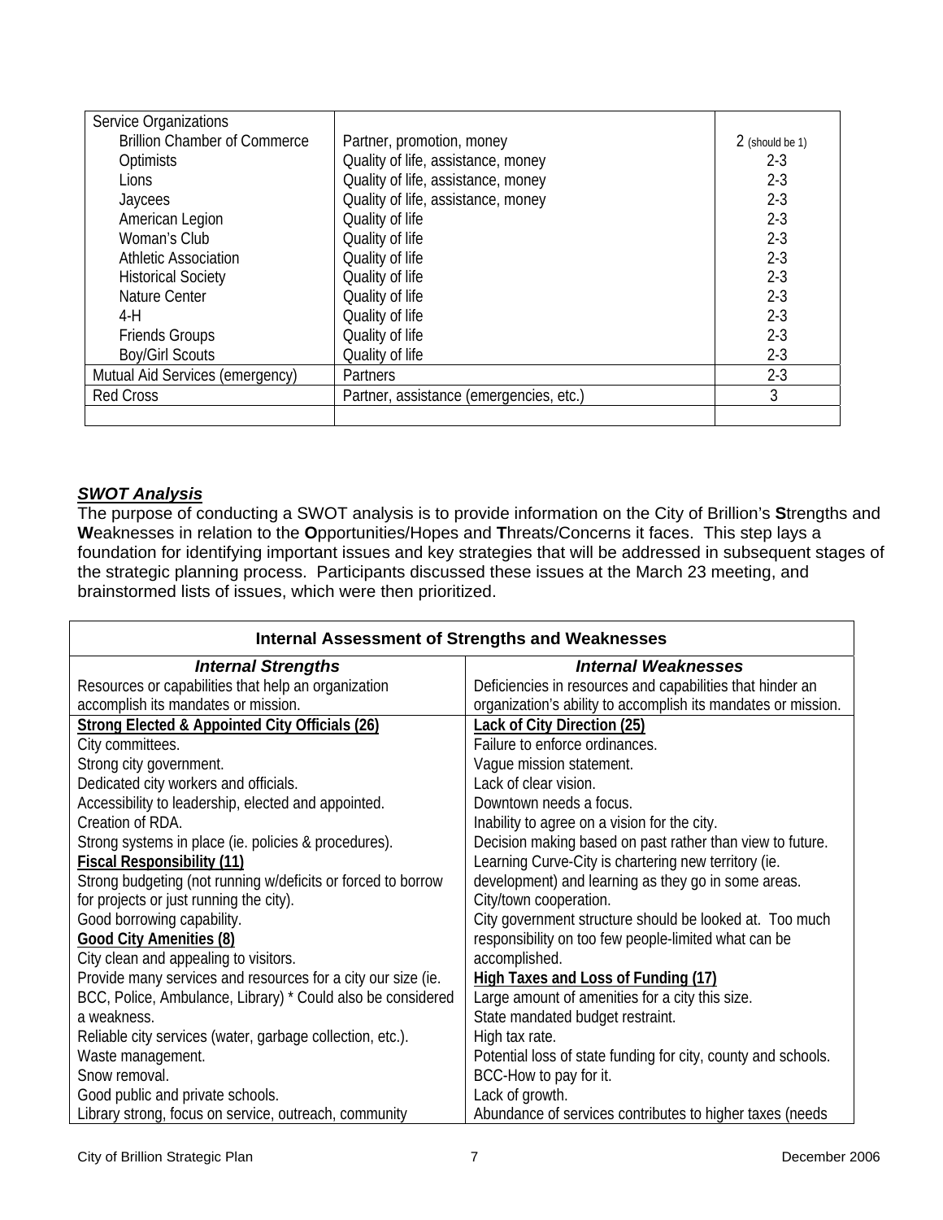| Service Organizations | | |
|---|---|---|
| Brillion Chamber of Commerce | Partner, promotion, money | 2 (should be 1) |
| Optimists | Quality of life, assistance, money | 2-3 |
| Lions | Quality of life, assistance, money | 2-3 |
| Jaycees | Quality of life, assistance, money | 2-3 |
| American Legion | Quality of life | 2-3 |
| Woman's Club | Quality of life | 2-3 |
| Athletic Association | Quality of life | 2-3 |
| Historical Society | Quality of life | 2-3 |
| Nature Center | Quality of life | 2-3 |
| 4-H | Quality of life | 2-3 |
| Friends Groups | Quality of life | 2-3 |
| Boy/Girl Scouts | Quality of life | 2-3 |
| Mutual Aid Services (emergency) | Partners | 2-3 |
| Red Cross | Partner, assistance (emergencies, etc.) | 3 |
| | | |

## *SWOT Analysis*

The purpose of conducting a SWOT analysis is to provide information on the City of Brillion's **S**trengths and **W**eaknesses in relation to the **O**pportunities/Hopes and **T**hreats/Concerns it faces. This step lays a foundation for identifying important issues and key strategies that will be addressed in subsequent stages of the strategic planning process. Participants discussed these issues at the March 23 meeting, and brainstormed lists of issues, which were then prioritized.

| **Internal Assessment of Strengths and Weaknesses** | |
|---|---|
| ***Internal Strengths*** | ***Internal Weaknesses*** |
| Resources or capabilities that help an organization accomplish its mandates or mission. | Deficiencies in resources and capabilities that hinder an organization's ability to accomplish its mandates or mission. |
| **Strong Elected & Appointed City Officials (26)**<br>City committees.<br>Strong city government.<br>Dedicated city workers and officials.<br>Accessibility to leadership, elected and appointed.<br>Creation of RDA.<br>Strong systems in place (ie. policies & procedures).<br>**Fiscal Responsibility (11)**<br>Strong budgeting (not running w/deficits or forced to borrow for projects or just running the city).<br>Good borrowing capability.<br>**Good City Amenities (8)**<br>City clean and appealing to visitors.<br>Provide many services and resources for a city our size (ie. BCC, Police, Ambulance, Library) * Could also be considered a weakness.<br>Reliable city services (water, garbage collection, etc.).<br>Waste management.<br>Snow removal.<br>Good public and private schools.<br>Library strong, focus on service, outreach, community | **Lack of City Direction (25)**<br>Failure to enforce ordinances.<br>Vague mission statement.<br>Lack of clear vision.<br>Downtown needs a focus.<br>Inability to agree on a vision for the city.<br>Decision making based on past rather than view to future.<br>Learning Curve-City is chartering new territory (ie. development) and learning as they go in some areas.<br>City/town cooperation.<br>City government structure should be looked at. Too much responsibility on too few people-limited what can be accomplished.<br>**High Taxes and Loss of Funding (17)**<br>Large amount of amenities for a city this size.<br>State mandated budget restraint.<br>High tax rate.<br>Potential loss of state funding for city, county and schools.<br>BCC-How to pay for it.<br>Lack of growth.<br>Abundance of services contributes to higher taxes (needs |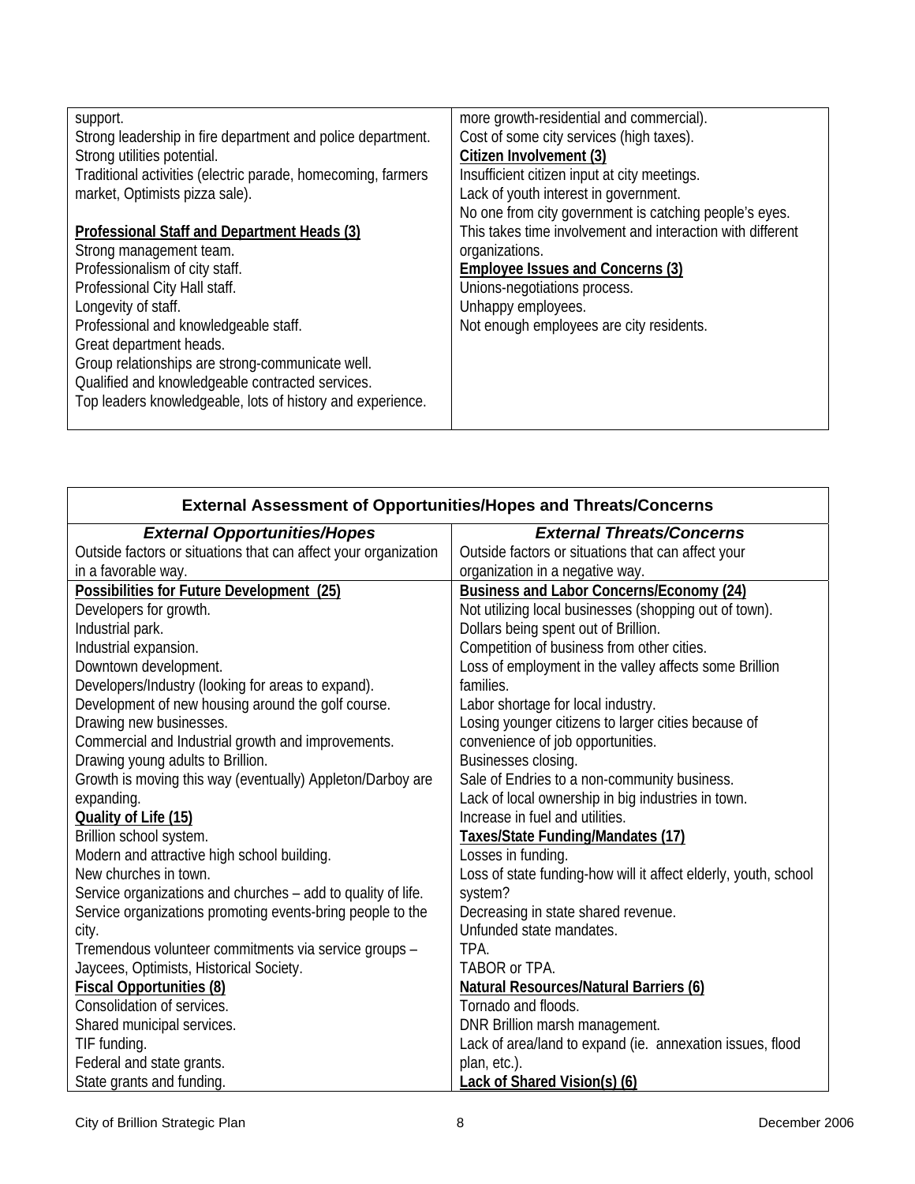| | |
|---|---|
| support.<br>Strong leadership in fire department and police department.<br>Strong utilities potential.<br>Traditional activities (electric parade, homecoming, farmers market, Optimists pizza sale).<br><br>**Professional Staff and Department Heads (3)**<br>Strong management team.<br>Professionalism of city staff.<br>Professional City Hall staff.<br>Longevity of staff.<br>Professional and knowledgeable staff.<br>Great department heads.<br>Group relationships are strong-communicate well.<br>Qualified and knowledgeable contracted services.<br>Top leaders knowledgeable, lots of history and experience. | more growth-residential and commercial).<br>Cost of some city services (high taxes).<br>**Citizen Involvement (3)**<br>Insufficient citizen input at city meetings.<br>Lack of youth interest in government.<br>No one from city government is catching people's eyes. This takes time involvement and interaction with different organizations.<br>**Employee Issues and Concerns (3)**<br>Unions-negotiations process.<br>Unhappy employees.<br>Not enough employees are city residents. |

| External Assessment of Opportunities/Hopes and Threats/Concerns | |
|---|---|
| ***External Opportunities/Hopes*** | ***External Threats/Concerns*** |
| Outside factors or situations that can affect your organization in a favorable way. | Outside factors or situations that can affect your organization in a negative way. |
| **Possibilities for Future Development (25)**<br>Developers for growth.<br>Industrial park.<br>Industrial expansion.<br>Downtown development.<br>Developers/Industry (looking for areas to expand).<br>Development of new housing around the golf course.<br>Drawing new businesses.<br>Commercial and Industrial growth and improvements.<br>Drawing young adults to Brillion.<br>Growth is moving this way (eventually) Appleton/Darboy are expanding.<br>**Quality of Life (15)**<br>Brillion school system.<br>Modern and attractive high school building.<br>New churches in town.<br>Service organizations and churches – add to quality of life.<br>Service organizations promoting events-bring people to the city.<br>Tremendous volunteer commitments via service groups – Jaycees, Optimists, Historical Society.<br>**Fiscal Opportunities (8)**<br>Consolidation of services.<br>Shared municipal services.<br>TIF funding.<br>Federal and state grants.<br>State grants and funding. | **Business and Labor Concerns/Economy (24)**<br>Not utilizing local businesses (shopping out of town).<br>Dollars being spent out of Brillion.<br>Competition of business from other cities.<br>Loss of employment in the valley affects some Brillion families.<br>Labor shortage for local industry.<br>Losing younger citizens to larger cities because of convenience of job opportunities.<br>Businesses closing.<br>Sale of Endries to a non-community business.<br>Lack of local ownership in big industries in town.<br>Increase in fuel and utilities.<br>**Taxes/State Funding/Mandates (17)**<br>Losses in funding.<br>Loss of state funding-how will it affect elderly, youth, school system?<br>Decreasing in state shared revenue.<br>Unfunded state mandates.<br>TPA.<br>TABOR or TPA.<br>**Natural Resources/Natural Barriers (6)**<br>Tornado and floods.<br>DNR Brillion marsh management.<br>Lack of area/land to expand (ie. annexation issues, flood plan, etc.).<br>**Lack of Shared Vision(s) (6)** |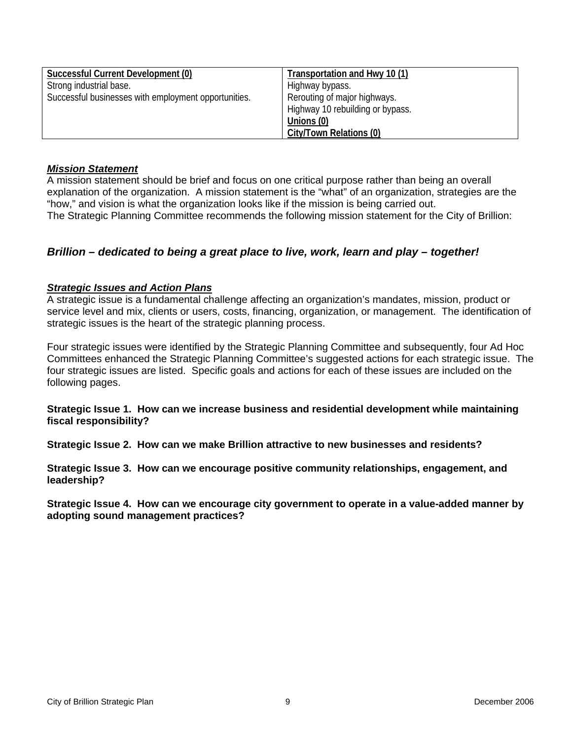| **Successful Current Development (0)**<br>Strong industrial base.<br>Successful businesses with employment opportunities. | **Transportation and Hwy 10 (1)**<br>Highway bypass.<br>Rerouting of major highways.<br>Highway 10 rebuilding or bypass.<br>**Unions (0)**<br>**City/Town Relations (0)** |
|---|---|

***Mission Statement***

A mission statement should be brief and focus on one critical purpose rather than being an overall explanation of the organization. A mission statement is the "what" of an organization, strategies are the "how," and vision is what the organization looks like if the mission is being carried out.

The Strategic Planning Committee recommends the following mission statement for the City of Brillion:

***Brillion – dedicated to being a great place to live, work, learn and play – together!***

***Strategic Issues and Action Plans***

A strategic issue is a fundamental challenge affecting an organization's mandates, mission, product or service level and mix, clients or users, costs, financing, organization, or management. The identification of strategic issues is the heart of the strategic planning process.

Four strategic issues were identified by the Strategic Planning Committee and subsequently, four Ad Hoc Committees enhanced the Strategic Planning Committee's suggested actions for each strategic issue. The four strategic issues are listed. Specific goals and actions for each of these issues are included on the following pages.

**Strategic Issue 1. How can we increase business and residential development while maintaining fiscal responsibility?**

**Strategic Issue 2. How can we make Brillion attractive to new businesses and residents?**

**Strategic Issue 3. How can we encourage positive community relationships, engagement, and leadership?**

**Strategic Issue 4. How can we encourage city government to operate in a value-added manner by adopting sound management practices?**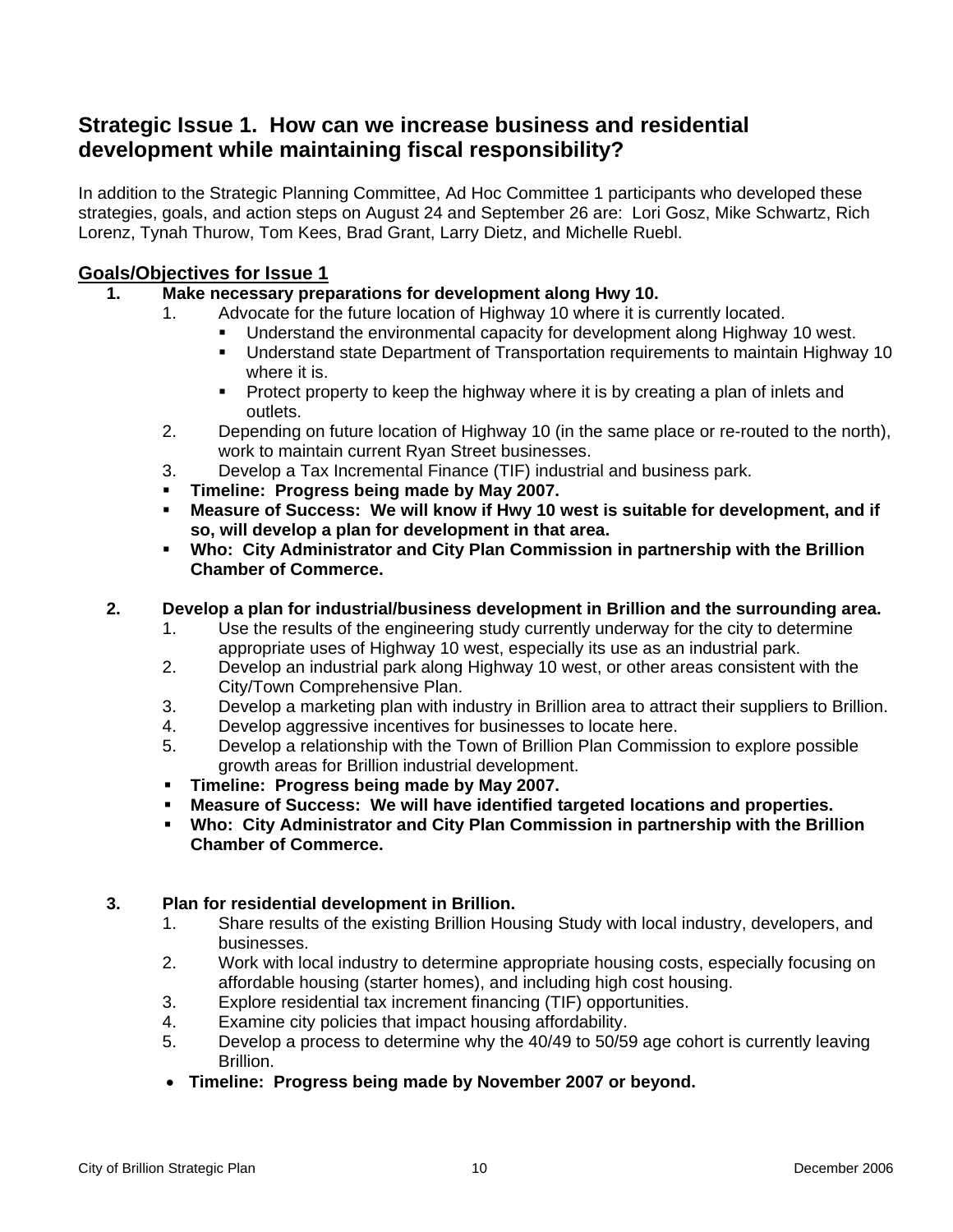## Strategic Issue 1. How can we increase business and residential development while maintaining fiscal responsibility?

In addition to the Strategic Planning Committee, Ad Hoc Committee 1 participants who developed these strategies, goals, and action steps on August 24 and September 26 are: Lori Gosz, Mike Schwartz, Rich Lorenz, Tynah Thurow, Tom Kees, Brad Grant, Larry Dietz, and Michelle Ruebl.

### Goals/Objectives for Issue 1

1. **Make necessary preparations for development along Hwy 10.**
   1. Advocate for the future location of Highway 10 where it is currently located.
      - Understand the environmental capacity for development along Highway 10 west.
      - Understand state Department of Transportation requirements to maintain Highway 10 where it is.
      - Protect property to keep the highway where it is by creating a plan of inlets and outlets.
   2. Depending on future location of Highway 10 (in the same place or re-routed to the north), work to maintain current Ryan Street businesses.
   3. Develop a Tax Incremental Finance (TIF) industrial and business park.
   - **Timeline: Progress being made by May 2007.**
   - **Measure of Success: We will know if Hwy 10 west is suitable for development, and if so, will develop a plan for development in that area.**
   - **Who: City Administrator and City Plan Commission in partnership with the Brillion Chamber of Commerce.**

2. **Develop a plan for industrial/business development in Brillion and the surrounding area.**
   1. Use the results of the engineering study currently underway for the city to determine appropriate uses of Highway 10 west, especially its use as an industrial park.
   2. Develop an industrial park along Highway 10 west, or other areas consistent with the City/Town Comprehensive Plan.
   3. Develop a marketing plan with industry in Brillion area to attract their suppliers to Brillion.
   4. Develop aggressive incentives for businesses to locate here.
   5. Develop a relationship with the Town of Brillion Plan Commission to explore possible growth areas for Brillion industrial development.
   - **Timeline: Progress being made by May 2007.**
   - **Measure of Success: We will have identified targeted locations and properties.**
   - **Who: City Administrator and City Plan Commission in partnership with the Brillion Chamber of Commerce.**

3. **Plan for residential development in Brillion.**
   1. Share results of the existing Brillion Housing Study with local industry, developers, and businesses.
   2. Work with local industry to determine appropriate housing costs, especially focusing on affordable housing (starter homes), and including high cost housing.
   3. Explore residential tax increment financing (TIF) opportunities.
   4. Examine city policies that impact housing affordability.
   5. Develop a process to determine why the 40/49 to 50/59 age cohort is currently leaving Brillion.
   - **Timeline: Progress being made by November 2007 or beyond.**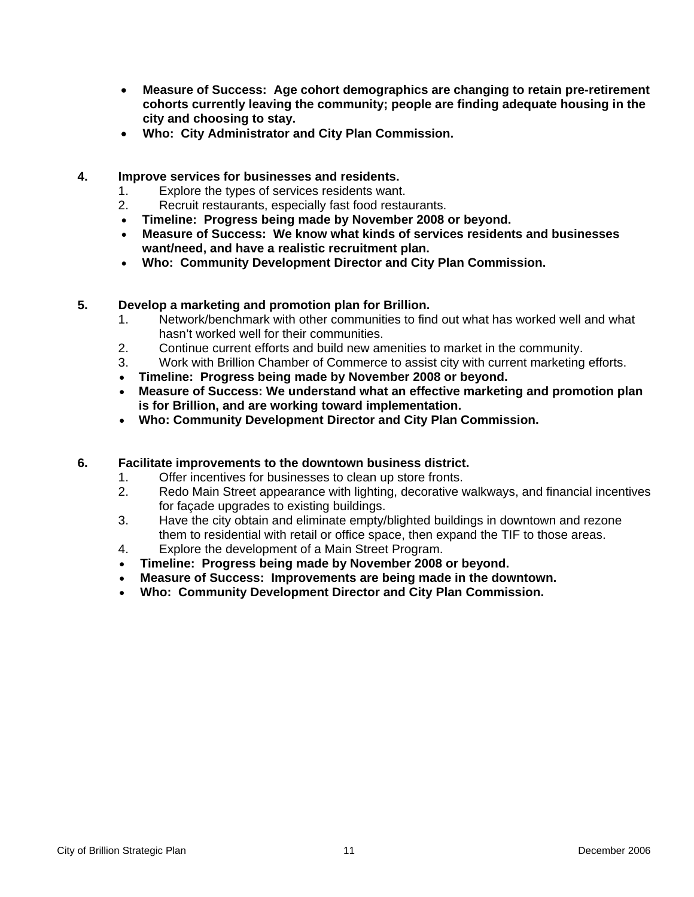- **Measure of Success: Age cohort demographics are changing to retain pre-retirement cohorts currently leaving the community; people are finding adequate housing in the city and choosing to stay.**
- **Who: City Administrator and City Plan Commission.**

**4. Improve services for businesses and residents.**

1. Explore the types of services residents want.
2. Recruit restaurants, especially fast food restaurants.

- **Timeline: Progress being made by November 2008 or beyond.**
- **Measure of Success: We know what kinds of services residents and businesses want/need, and have a realistic recruitment plan.**
- **Who: Community Development Director and City Plan Commission.**

**5. Develop a marketing and promotion plan for Brillion.**

1. Network/benchmark with other communities to find out what has worked well and what hasn't worked well for their communities.
2. Continue current efforts and build new amenities to market in the community.
3. Work with Brillion Chamber of Commerce to assist city with current marketing efforts.

- **Timeline: Progress being made by November 2008 or beyond.**
- **Measure of Success: We understand what an effective marketing and promotion plan is for Brillion, and are working toward implementation.**
- **Who: Community Development Director and City Plan Commission.**

**6. Facilitate improvements to the downtown business district.**

1. Offer incentives for businesses to clean up store fronts.
2. Redo Main Street appearance with lighting, decorative walkways, and financial incentives for façade upgrades to existing buildings.
3. Have the city obtain and eliminate empty/blighted buildings in downtown and rezone them to residential with retail or office space, then expand the TIF to those areas.
4. Explore the development of a Main Street Program.

- **Timeline: Progress being made by November 2008 or beyond.**
- **Measure of Success: Improvements are being made in the downtown.**
- **Who: Community Development Director and City Plan Commission.**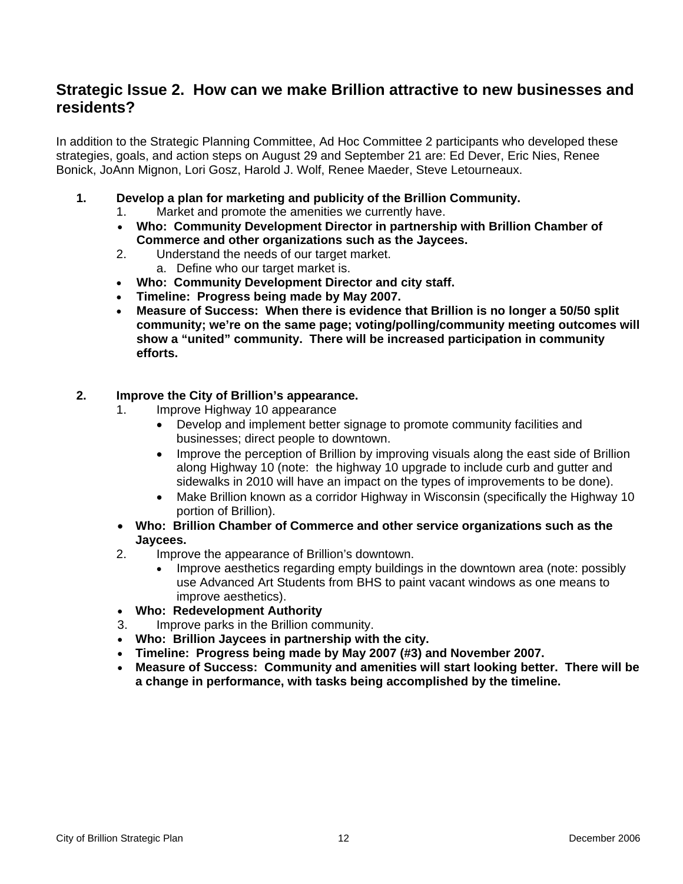## Strategic Issue 2. How can we make Brillion attractive to new businesses and residents?

In addition to the Strategic Planning Committee, Ad Hoc Committee 2 participants who developed these strategies, goals, and action steps on August 29 and September 21 are: Ed Dever, Eric Nies, Renee Bonick, JoAnn Mignon, Lori Gosz, Harold J. Wolf, Renee Maeder, Steve Letourneaux.

1. **Develop a plan for marketing and publicity of the Brillion Community.**
    1. Market and promote the amenities we currently have.
    - **Who: Community Development Director in partnership with Brillion Chamber of Commerce and other organizations such as the Jaycees.**
    2. Understand the needs of our target market.
        a. Define who our target market is.
    - **Who: Community Development Director and city staff.**
    - **Timeline: Progress being made by May 2007.**
    - **Measure of Success: When there is evidence that Brillion is no longer a 50/50 split community; we're on the same page; voting/polling/community meeting outcomes will show a "united" community. There will be increased participation in community efforts.**

2. **Improve the City of Brillion's appearance.**
    1. Improve Highway 10 appearance
        - Develop and implement better signage to promote community facilities and businesses; direct people to downtown.
        - Improve the perception of Brillion by improving visuals along the east side of Brillion along Highway 10 (note: the highway 10 upgrade to include curb and gutter and sidewalks in 2010 will have an impact on the types of improvements to be done).
        - Make Brillion known as a corridor Highway in Wisconsin (specifically the Highway 10 portion of Brillion).
    - **Who: Brillion Chamber of Commerce and other service organizations such as the Jaycees.**
    2. Improve the appearance of Brillion's downtown.
        - Improve aesthetics regarding empty buildings in the downtown area (note: possibly use Advanced Art Students from BHS to paint vacant windows as one means to improve aesthetics).
    - **Who: Redevelopment Authority**
    3. Improve parks in the Brillion community.
    - **Who: Brillion Jaycees in partnership with the city.**
    - **Timeline: Progress being made by May 2007 (#3) and November 2007.**
    - **Measure of Success: Community and amenities will start looking better. There will be a change in performance, with tasks being accomplished by the timeline.**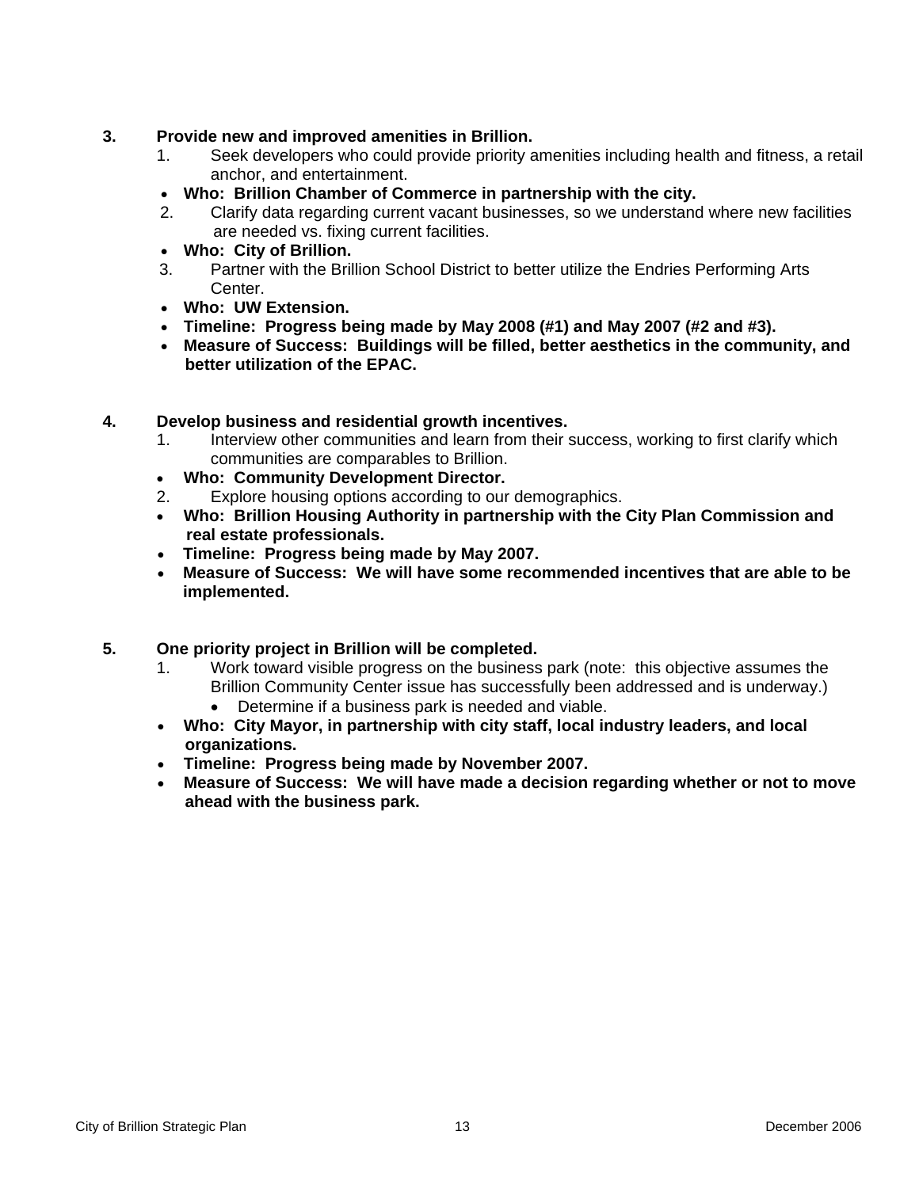**3. Provide new and improved amenities in Brillion.**

1. Seek developers who could provide priority amenities including health and fitness, a retail anchor, and entertainment.
   - **Who: Brillion Chamber of Commerce in partnership with the city.**
2. Clarify data regarding current vacant businesses, so we understand where new facilities are needed vs. fixing current facilities.
   - **Who: City of Brillion.**
3. Partner with the Brillion School District to better utilize the Endries Performing Arts Center.
   - **Who: UW Extension.**

- **Timeline: Progress being made by May 2008 (#1) and May 2007 (#2 and #3).**
- **Measure of Success: Buildings will be filled, better aesthetics in the community, and better utilization of the EPAC.**

**4. Develop business and residential growth incentives.**

1. Interview other communities and learn from their success, working to first clarify which communities are comparables to Brillion.
   - **Who: Community Development Director.**
2. Explore housing options according to our demographics.
   - **Who: Brillion Housing Authority in partnership with the City Plan Commission and real estate professionals.**

- **Timeline: Progress being made by May 2007.**
- **Measure of Success: We will have some recommended incentives that are able to be implemented.**

**5. One priority project in Brillion will be completed.**

1. Work toward visible progress on the business park (note: this objective assumes the Brillion Community Center issue has successfully been addressed and is underway.)
   - Determine if a business park is needed and viable.

- **Who: City Mayor, in partnership with city staff, local industry leaders, and local organizations.**
- **Timeline: Progress being made by November 2007.**
- **Measure of Success: We will have made a decision regarding whether or not to move ahead with the business park.**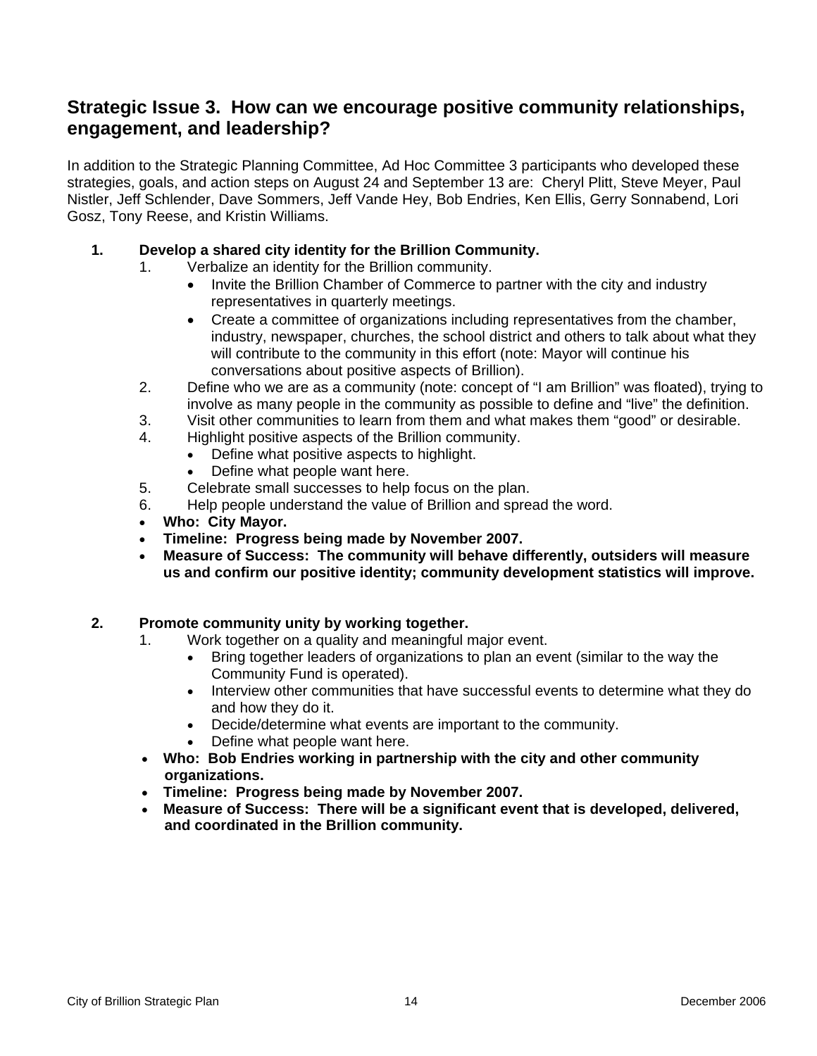## Strategic Issue 3. How can we encourage positive community relationships, engagement, and leadership?

In addition to the Strategic Planning Committee, Ad Hoc Committee 3 participants who developed these strategies, goals, and action steps on August 24 and September 13 are: Cheryl Plitt, Steve Meyer, Paul Nistler, Jeff Schlender, Dave Sommers, Jeff Vande Hey, Bob Endries, Ken Ellis, Gerry Sonnabend, Lori Gosz, Tony Reese, and Kristin Williams.

1. **Develop a shared city identity for the Brillion Community.**
   1. Verbalize an identity for the Brillion community.
      - Invite the Brillion Chamber of Commerce to partner with the city and industry representatives in quarterly meetings.
      - Create a committee of organizations including representatives from the chamber, industry, newspaper, churches, the school district and others to talk about what they will contribute to the community in this effort (note: Mayor will continue his conversations about positive aspects of Brillion).
   2. Define who we are as a community (note: concept of "I am Brillion" was floated), trying to involve as many people in the community as possible to define and "live" the definition.
   3. Visit other communities to learn from them and what makes them "good" or desirable.
   4. Highlight positive aspects of the Brillion community.
      - Define what positive aspects to highlight.
      - Define what people want here.
   5. Celebrate small successes to help focus on the plan.
   6. Help people understand the value of Brillion and spread the word.
   - **Who: City Mayor.**
   - **Timeline: Progress being made by November 2007.**
   - **Measure of Success: The community will behave differently, outsiders will measure us and confirm our positive identity; community development statistics will improve.**

2. **Promote community unity by working together.**
   1. Work together on a quality and meaningful major event.
      - Bring together leaders of organizations to plan an event (similar to the way the Community Fund is operated).
      - Interview other communities that have successful events to determine what they do and how they do it.
      - Decide/determine what events are important to the community.
      - Define what people want here.
   - **Who: Bob Endries working in partnership with the city and other community organizations.**
   - **Timeline: Progress being made by November 2007.**
   - **Measure of Success: There will be a significant event that is developed, delivered, and coordinated in the Brillion community.**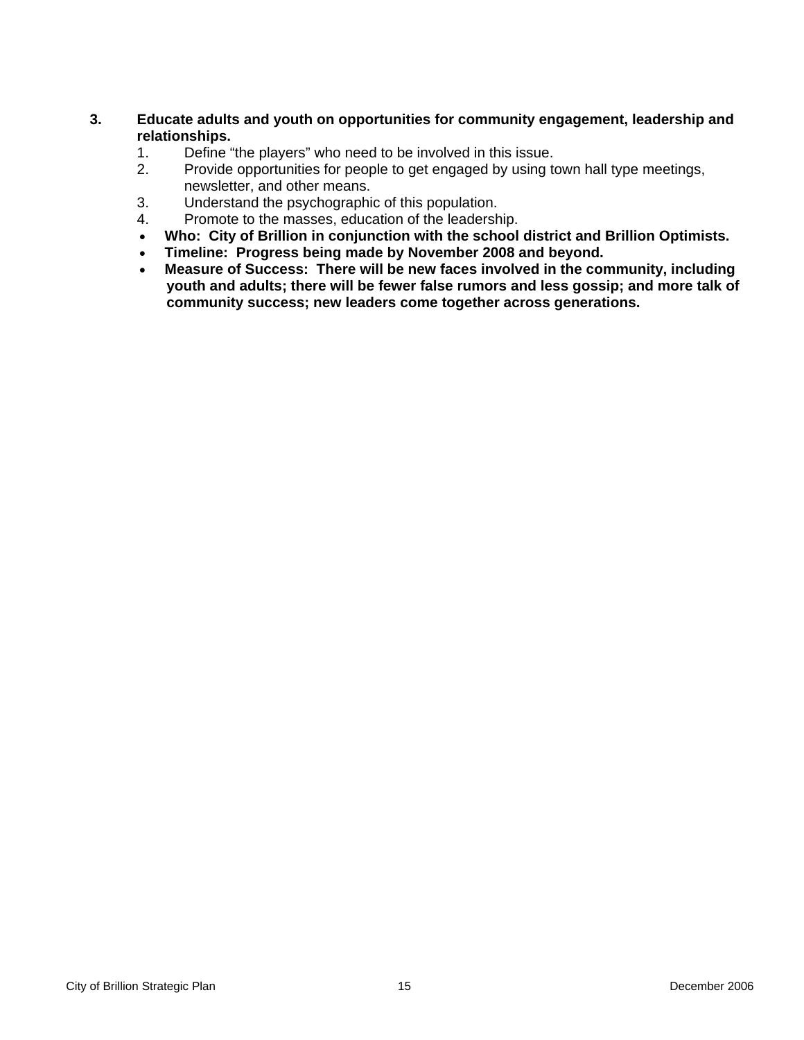**3. Educate adults and youth on opportunities for community engagement, leadership and relationships.**

1. Define “the players” who need to be involved in this issue.
2. Provide opportunities for people to get engaged by using town hall type meetings, newsletter, and other means.
3. Understand the psychographic of this population.
4. Promote to the masses, education of the leadership.

- **Who: City of Brillion in conjunction with the school district and Brillion Optimists.**
- **Timeline: Progress being made by November 2008 and beyond.**
- **Measure of Success: There will be new faces involved in the community, including youth and adults; there will be fewer false rumors and less gossip; and more talk of community success; new leaders come together across generations.**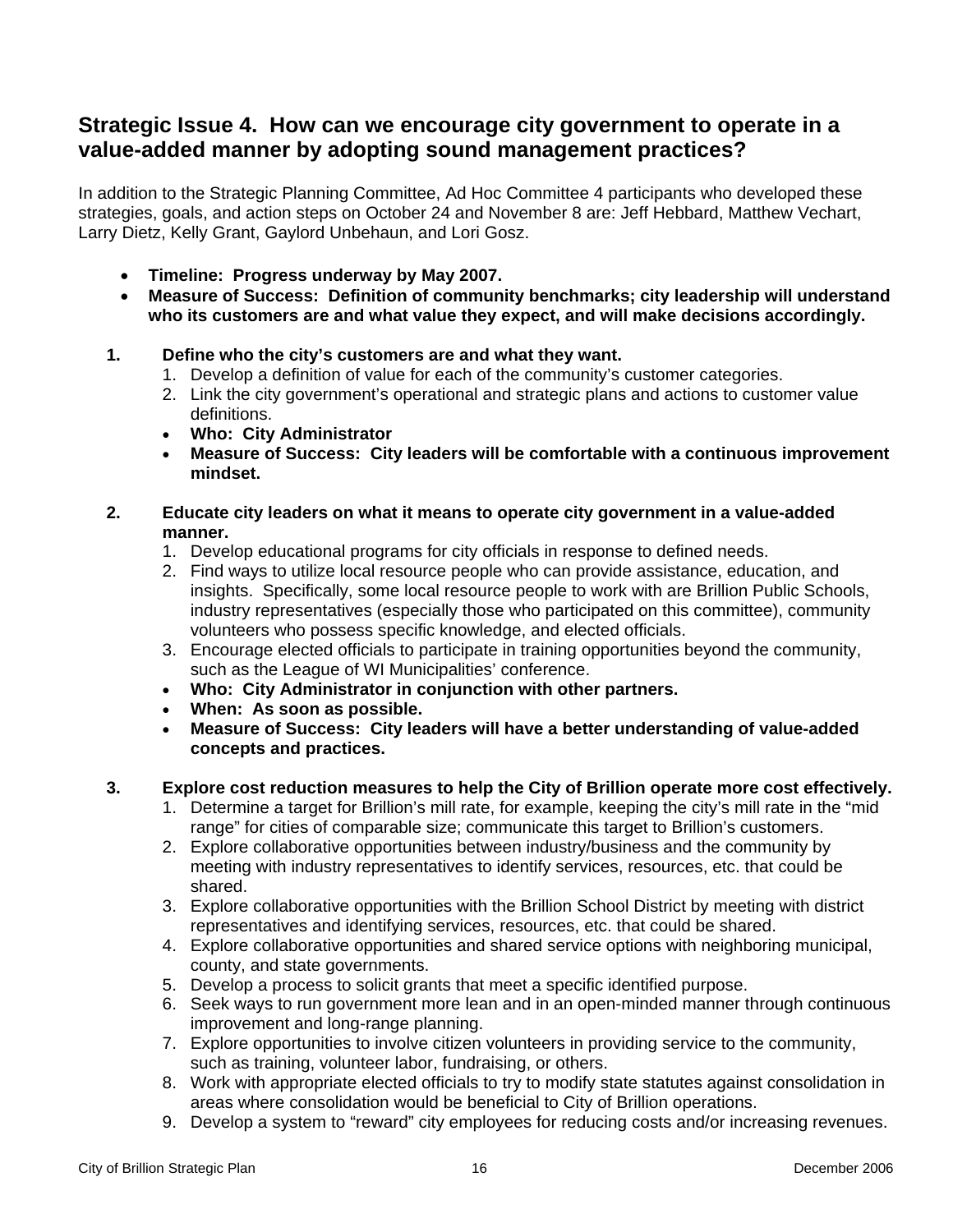## Strategic Issue 4. How can we encourage city government to operate in a value-added manner by adopting sound management practices?

In addition to the Strategic Planning Committee, Ad Hoc Committee 4 participants who developed these strategies, goals, and action steps on October 24 and November 8 are: Jeff Hebbard, Matthew Vechart, Larry Dietz, Kelly Grant, Gaylord Unbehaun, and Lori Gosz.

- **Timeline: Progress underway by May 2007.**
- **Measure of Success: Definition of community benchmarks; city leadership will understand who its customers are and what value they expect, and will make decisions accordingly.**

**1. Define who the city's customers are and what they want.**

1. Develop a definition of value for each of the community's customer categories.
2. Link the city government's operational and strategic plans and actions to customer value definitions.

- **Who: City Administrator**
- **Measure of Success: City leaders will be comfortable with a continuous improvement mindset.**

**2. Educate city leaders on what it means to operate city government in a value-added manner.**

1. Develop educational programs for city officials in response to defined needs.
2. Find ways to utilize local resource people who can provide assistance, education, and insights. Specifically, some local resource people to work with are Brillion Public Schools, industry representatives (especially those who participated on this committee), community volunteers who possess specific knowledge, and elected officials.
3. Encourage elected officials to participate in training opportunities beyond the community, such as the League of WI Municipalities' conference.

- **Who: City Administrator in conjunction with other partners.**
- **When: As soon as possible.**
- **Measure of Success: City leaders will have a better understanding of value-added concepts and practices.**

**3. Explore cost reduction measures to help the City of Brillion operate more cost effectively.**

1. Determine a target for Brillion's mill rate, for example, keeping the city's mill rate in the "mid range" for cities of comparable size; communicate this target to Brillion's customers.
2. Explore collaborative opportunities between industry/business and the community by meeting with industry representatives to identify services, resources, etc. that could be shared.
3. Explore collaborative opportunities with the Brillion School District by meeting with district representatives and identifying services, resources, etc. that could be shared.
4. Explore collaborative opportunities and shared service options with neighboring municipal, county, and state governments.
5. Develop a process to solicit grants that meet a specific identified purpose.
6. Seek ways to run government more lean and in an open-minded manner through continuous improvement and long-range planning.
7. Explore opportunities to involve citizen volunteers in providing service to the community, such as training, volunteer labor, fundraising, or others.
8. Work with appropriate elected officials to try to modify state statutes against consolidation in areas where consolidation would be beneficial to City of Brillion operations.
9. Develop a system to "reward" city employees for reducing costs and/or increasing revenues.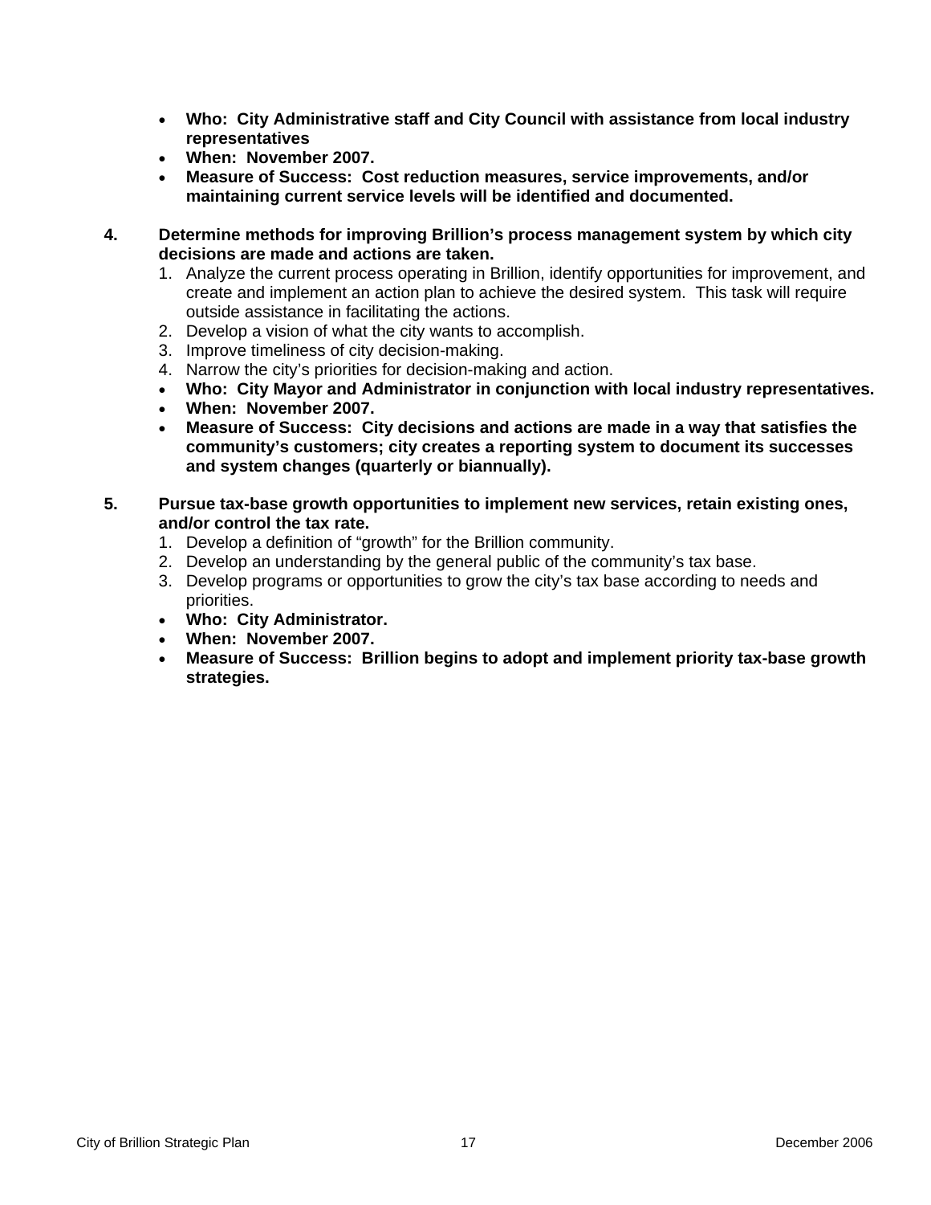- **Who: City Administrative staff and City Council with assistance from local industry representatives**
- **When: November 2007.**
- **Measure of Success: Cost reduction measures, service improvements, and/or maintaining current service levels will be identified and documented.**

**4. Determine methods for improving Brillion's process management system by which city decisions are made and actions are taken.**

1. Analyze the current process operating in Brillion, identify opportunities for improvement, and create and implement an action plan to achieve the desired system. This task will require outside assistance in facilitating the actions.
2. Develop a vision of what the city wants to accomplish.
3. Improve timeliness of city decision-making.
4. Narrow the city's priorities for decision-making and action.

- **Who: City Mayor and Administrator in conjunction with local industry representatives.**
- **When: November 2007.**
- **Measure of Success: City decisions and actions are made in a way that satisfies the community's customers; city creates a reporting system to document its successes and system changes (quarterly or biannually).**

**5. Pursue tax-base growth opportunities to implement new services, retain existing ones, and/or control the tax rate.**

1. Develop a definition of "growth" for the Brillion community.
2. Develop an understanding by the general public of the community's tax base.
3. Develop programs or opportunities to grow the city's tax base according to needs and priorities.

- **Who: City Administrator.**
- **When: November 2007.**
- **Measure of Success: Brillion begins to adopt and implement priority tax-base growth strategies.**